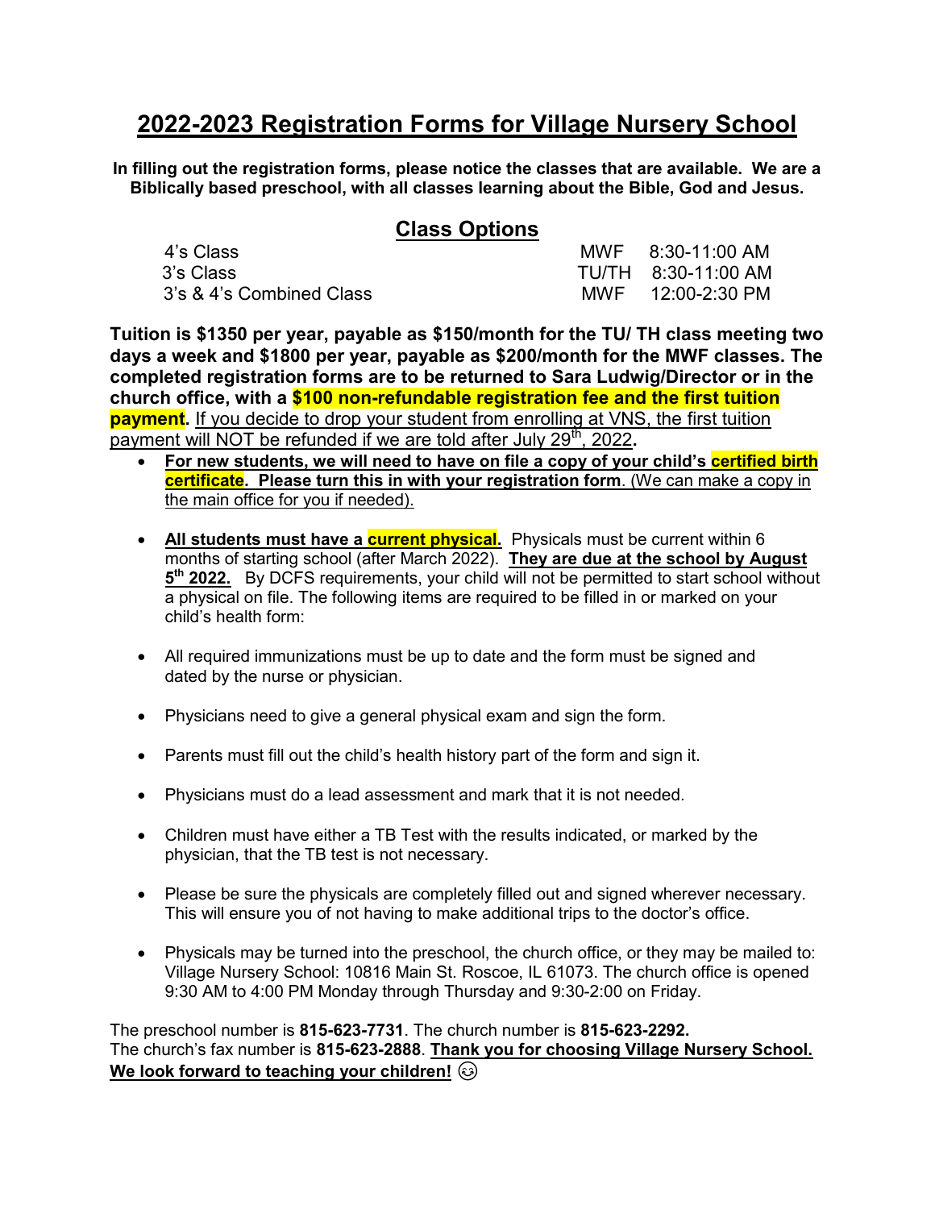# 2022-2023 Registration Forms for Village Nursery School

**In filling out the registration forms, please notice the classes that are available. We are a Biblically based preschool, with all classes learning about the Bible, God and Jesus.**

## Class Options

| | | |
|---|---|---|
| 4's Class | MWF | 8:30-11:00 AM |
| 3's Class | TU/TH | 8:30-11:00 AM |
| 3's & 4's Combined Class | MWF | 12:00-2:30 PM |

**Tuition is $1350 per year, payable as $150/month for the TU/ TH class meeting two days a week and $1800 per year, payable as $200/month for the MWF classes. The completed registration forms are to be returned to Sara Ludwig/Director or in the church office, with a $100 non-refundable registration fee and the first tuition payment.** If you decide to drop your student from enrolling at VNS, the first tuition payment will NOT be refunded if we are told after July 29th, 2022**.**

- **For new students, we will need to have on file a copy of your child's certified birth certificate. Please turn this in with your registration form**. (We can make a copy in the main office for you if needed).
- **All students must have a current physical.** Physicals must be current within 6 months of starting school (after March 2022). **They are due at the school by August 5th 2022.** By DCFS requirements, your child will not be permitted to start school without a physical on file. The following items are required to be filled in or marked on your child's health form:
- All required immunizations must be up to date and the form must be signed and dated by the nurse or physician.
- Physicians need to give a general physical exam and sign the form.
- Parents must fill out the child's health history part of the form and sign it.
- Physicians must do a lead assessment and mark that it is not needed.
- Children must have either a TB Test with the results indicated, or marked by the physician, that the TB test is not necessary.
- Please be sure the physicals are completely filled out and signed wherever necessary. This will ensure you of not having to make additional trips to the doctor's office.
- Physicals may be turned into the preschool, the church office, or they may be mailed to: Village Nursery School: 10816 Main St. Roscoe, IL 61073. The church office is opened 9:30 AM to 4:00 PM Monday through Thursday and 9:30-2:00 on Friday.

The preschool number is **815-623-7731**. The church number is **815-623-2292.** The church's fax number is **815-623-2888**. **Thank you for choosing Village Nursery School. We look forward to teaching your children!** ☺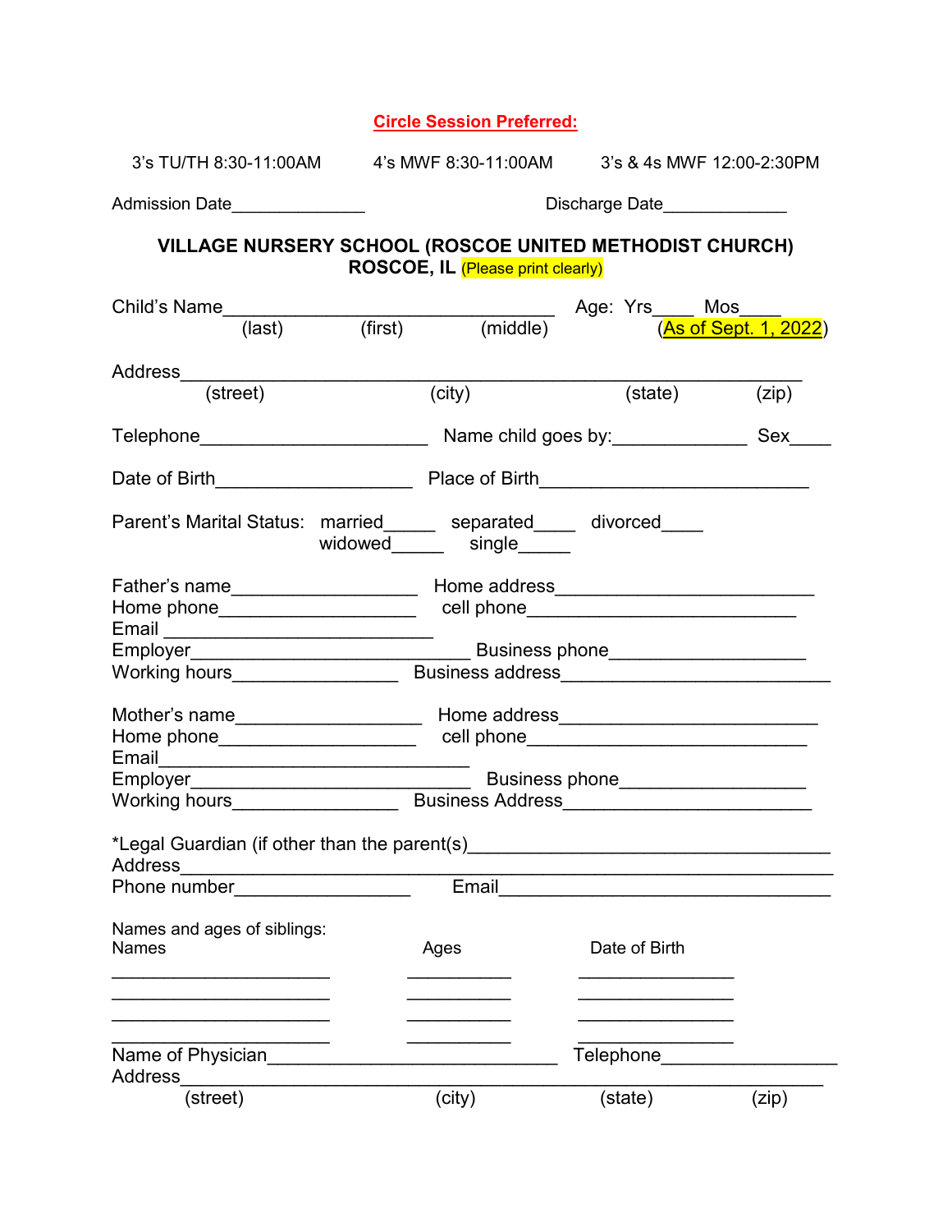**Circle Session Preferred:**

3's TU/TH 8:30-11:00AM    4's MWF 8:30-11:00AM    3's & 4s MWF 12:00-2:30PM

Admission Date______________    Discharge Date_____________

**VILLAGE NURSERY SCHOOL (ROSCOE UNITED METHODIST CHURCH)**
**ROSCOE, IL** (Please print clearly)

Child's Name_______________________________ Age: Yrs____ Mos____
(last)    (first)    (middle)    (As of Sept. 1, 2022)

Address__________________________________________________________
(street)    (city)    (state)    (zip)

Telephone______________________ Name child goes by:_____________ Sex____

Date of Birth___________________ Place of Birth_________________________

Parent's Marital Status: married_____ separated____ divorced____
widowed_____ single_____

Father's name_________________ Home address________________________
Home phone__________________ cell phone_________________________
Email _________________________
Employer___________________________ Business phone__________________
Working hours________________ Business address_________________________

Mother's name_________________ Home address________________________
Home phone__________________ cell phone__________________________
Email______________________________
Employer___________________________ Business phone_________________
Working hours________________ Business Address________________________

*Legal Guardian (if other than the parent(s)________________________________
Address___________________________________________________________
Phone number________________ Email_______________________________

Names and ages of siblings:

| Names | Ages | Date of Birth |
|---|---|---|
| ______________________ | __________ | ________________ |
| ______________________ | __________ | ________________ |
| ______________________ | __________ | ________________ |
| ______________________ | __________ | ________________ |

Name of Physician___________________________ Telephone_________________
Address__________________________________________________________
(street)    (city)    (state)    (zip)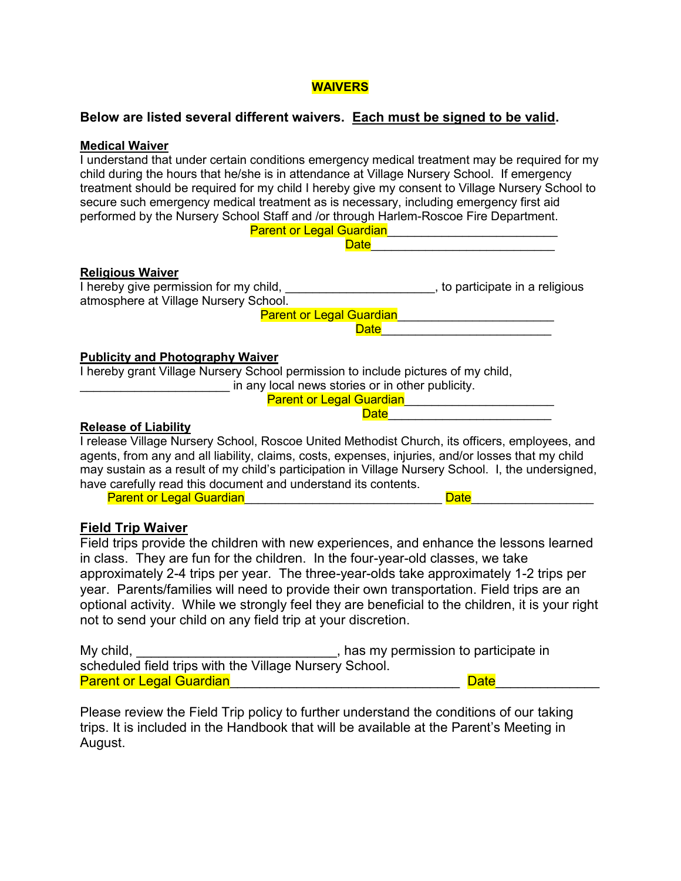# WAVERS

**Below are listed several different waivers. <u>Each must be signed to be valid</u>.**

**<u>Medical Waiver</u>**

I understand that under certain conditions emergency medical treatment may be required for my child during the hours that he/she is in attendance at Village Nursery School. If emergency treatment should be required for my child I hereby give my consent to Village Nursery School to secure such emergency medical treatment as is necessary, including emergency first aid performed by the Nursery School Staff and /or through Harlem-Roscoe Fire Department.

Parent or Legal Guardian________________________

Date__________________________

**<u>Religious Waiver</u>**

I hereby give permission for my child, _____________________, to participate in a religious atmosphere at Village Nursery School.

Parent or Legal Guardian______________________

Date________________________

**<u>Publicity and Photography Waiver</u>**

I hereby grant Village Nursery School permission to include pictures of my child, ______________________ in any local news stories or in other publicity.

Parent or Legal Guardian_____________________

Date_______________________

**<u>Release of Liability</u>**

I release Village Nursery School, Roscoe United Methodist Church, its officers, employees, and agents, from any and all liability, claims, costs, expenses, injuries, and/or losses that my child may sustain as a result of my child's participation in Village Nursery School. I, the undersigned, have carefully read this document and understand its contents.

Parent or Legal Guardian____________________________ Date_________________

**<u>Field Trip Waiver</u>**

Field trips provide the children with new experiences, and enhance the lessons learned in class. They are fun for the children. In the four-year-old classes, we take approximately 2-4 trips per year. The three-year-olds take approximately 1-2 trips per year. Parents/families will need to provide their own transportation. Field trips are an optional activity. While we strongly feel they are beneficial to the children, it is your right not to send your child on any field trip at your discretion.

My child, ___________________________, has my permission to participate in scheduled field trips with the Village Nursery School.

Parent or Legal Guardian________________________________ Date______________

Please review the Field Trip policy to further understand the conditions of our taking trips. It is included in the Handbook that will be available at the Parent's Meeting in August.

# WAIVERS

**Below are listed several different waivers. <u>Each must be signed to be valid</u>.**

**<u>Medical Waiver</u>**

I understand that under certain conditions emergency medical treatment may be required for my child during the hours that he/she is in attendance at Village Nursery School. If emergency treatment should be required for my child I hereby give my consent to Village Nursery School to secure such emergency medical treatment as is necessary, including emergency first aid performed by the Nursery School Staff and /or through Harlem-Roscoe Fire Department.

Parent or Legal Guardian________________________

Date__________________________

**<u>Religious Waiver</u>**

I hereby give permission for my child, _____________________, to participate in a religious atmosphere at Village Nursery School.

Parent or Legal Guardian______________________

Date________________________

**<u>Publicity and Photography Waiver</u>**

I hereby grant Village Nursery School permission to include pictures of my child, ______________________ in any local news stories or in other publicity.

Parent or Legal Guardian_____________________

Date_______________________

**<u>Release of Liability</u>**

I release Village Nursery School, Roscoe United Methodist Church, its officers, employees, and agents, from any and all liability, claims, costs, expenses, injuries, and/or losses that my child may sustain as a result of my child's participation in Village Nursery School. I, the undersigned, have carefully read this document and understand its contents.

Parent or Legal Guardian____________________________ Date_________________

**<u>Field Trip Waiver</u>**

Field trips provide the children with new experiences, and enhance the lessons learned in class. They are fun for the children. In the four-year-old classes, we take approximately 2-4 trips per year. The three-year-olds take approximately 1-2 trips per year. Parents/families will need to provide their own transportation. Field trips are an optional activity. While we strongly feel they are beneficial to the children, it is your right not to send your child on any field trip at your discretion.

My child, ___________________________, has my permission to participate in scheduled field trips with the Village Nursery School.

Parent or Legal Guardian________________________________ Date______________

Please review the Field Trip policy to further understand the conditions of our taking trips. It is included in the Handbook that will be available at the Parent's Meeting in August.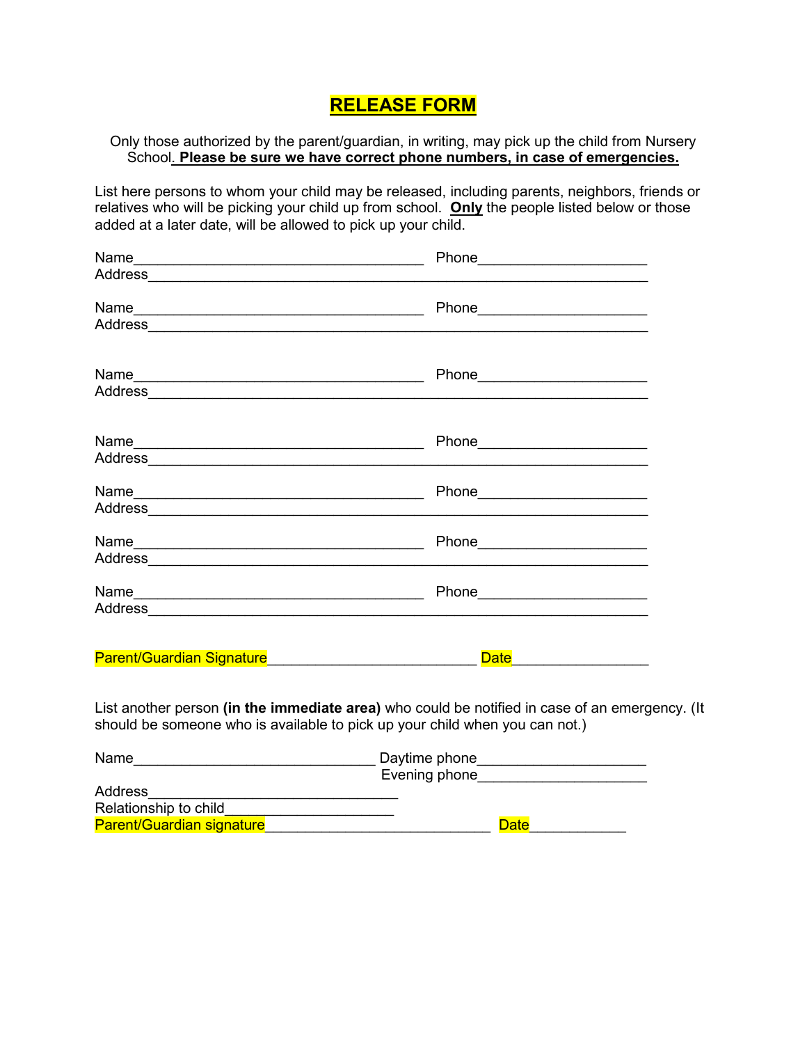# **RELEASE FORM**

Only those authorized by the parent/guardian, in writing, may pick up the child from Nursery School. **Please be sure we have correct phone numbers, in case of emergencies.**

List here persons to whom your child may be released, including parents, neighbors, friends or relatives who will be picking your child up from school. **Only** the people listed below or those added at a later date, will be allowed to pick up your child.

Name______________________________________ Phone______________________
Address_____________________________________________________________________

Name______________________________________ Phone______________________
Address_____________________________________________________________________

Name______________________________________ Phone______________________
Address_____________________________________________________________________

Name______________________________________ Phone______________________
Address_____________________________________________________________________

Name______________________________________ Phone______________________
Address_____________________________________________________________________

Name______________________________________ Phone______________________
Address_____________________________________________________________________

Name______________________________________ Phone______________________
Address_____________________________________________________________________

Parent/Guardian Signature___________________________ Date_________________

List another person **(in the immediate area)** who could be notified in case of an emergency. (It should be someone who is available to pick up your child when you can not.)

Name_______________________________ Daytime phone______________________
Evening phone______________________
Address________________________________
Relationship to child______________________
Parent/Guardian signature_____________________________ Date____________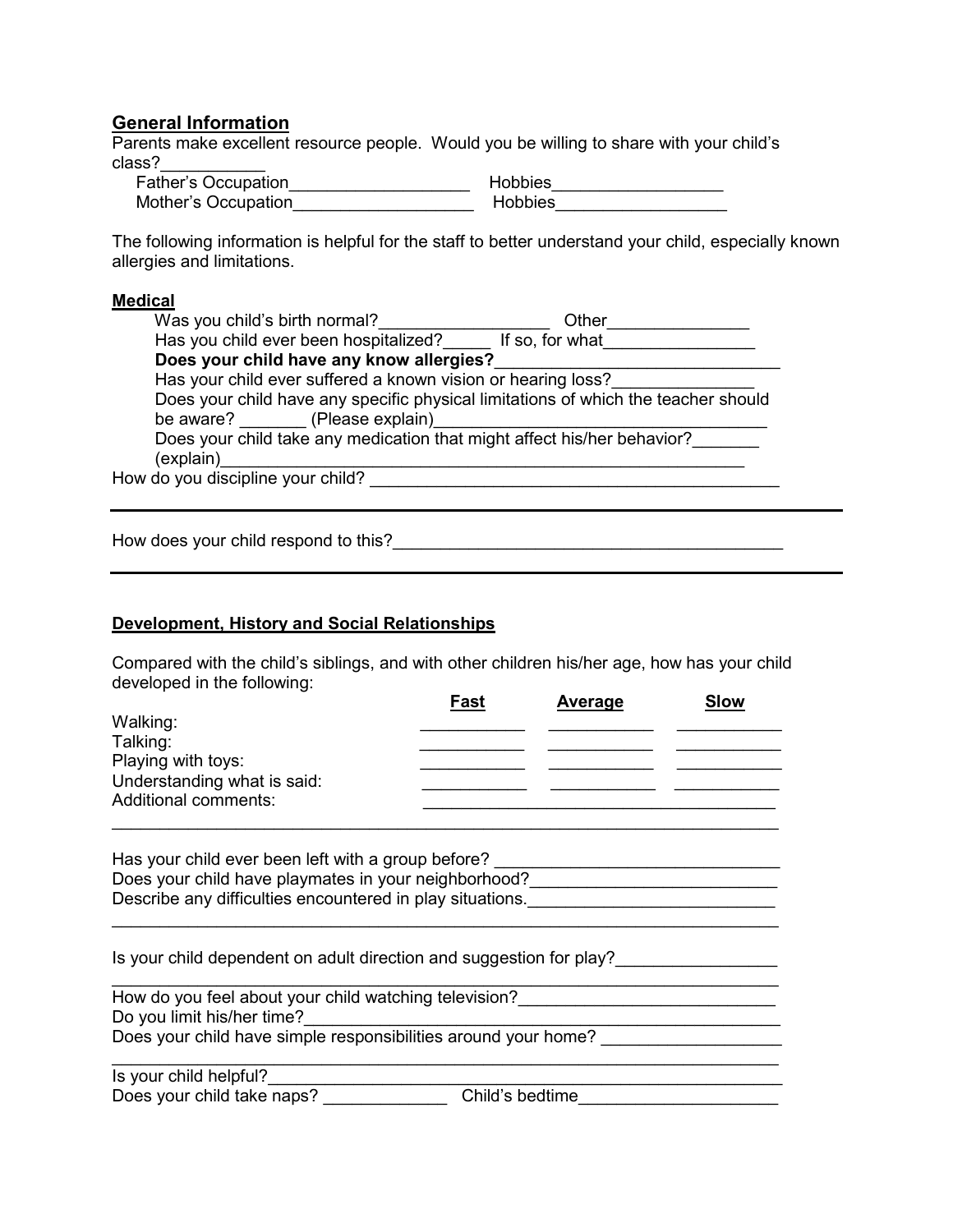## General Information

Parents make excellent resource people. Would you be willing to share with your child's class?___________

Father's Occupation___________________ Hobbies__________________
Mother's Occupation___________________ Hobbies__________________

The following information is helpful for the staff to better understand your child, especially known allergies and limitations.

## Medical

Was you child's birth normal?__________________ Other_______________
Has you child ever been hospitalized?_____ If so, for what________________
**Does your child have any know allergies?**_______________________________
Has your child ever suffered a known vision or hearing loss?_______________
Does your child have any specific physical limitations of which the teacher should be aware? _______ (Please explain)___________________________________
Does your child take any medication that might affect his/her behavior?_______ (explain)_________________________________________________________

How do you discipline your child? ___________________________________________

How does your child respond to this?_________________________________________

## Development, History and Social Relationships

Compared with the child's siblings, and with other children his/her age, how has your child developed in the following:

| | Fast | Average | Slow |
|---|---|---|---|
| Walking: | ___________ | ___________ | ___________ |
| Talking: | ___________ | ___________ | ___________ |
| Playing with toys: | ___________ | ___________ | ___________ |
| Understanding what is said: | ___________ | ___________ | ___________ |

Additional comments: _____________________________________
_____________________________________________________________________

Has your child ever been left with a group before? ____________________________
Does your child have playmates in your neighborhood?_________________________
Describe any difficulties encountered in play situations._________________________
_____________________________________________________________________

Is your child dependent on adult direction and suggestion for play?________________
_____________________________________________________________________
How do you feel about your child watching television?__________________________
Do you limit his/her time?_________________________________________________
Does your child have simple responsibilities around your home? __________________
_____________________________________________________________________
Is your child helpful?_____________________________________________________
Does your child take naps? _____________ Child's bedtime____________________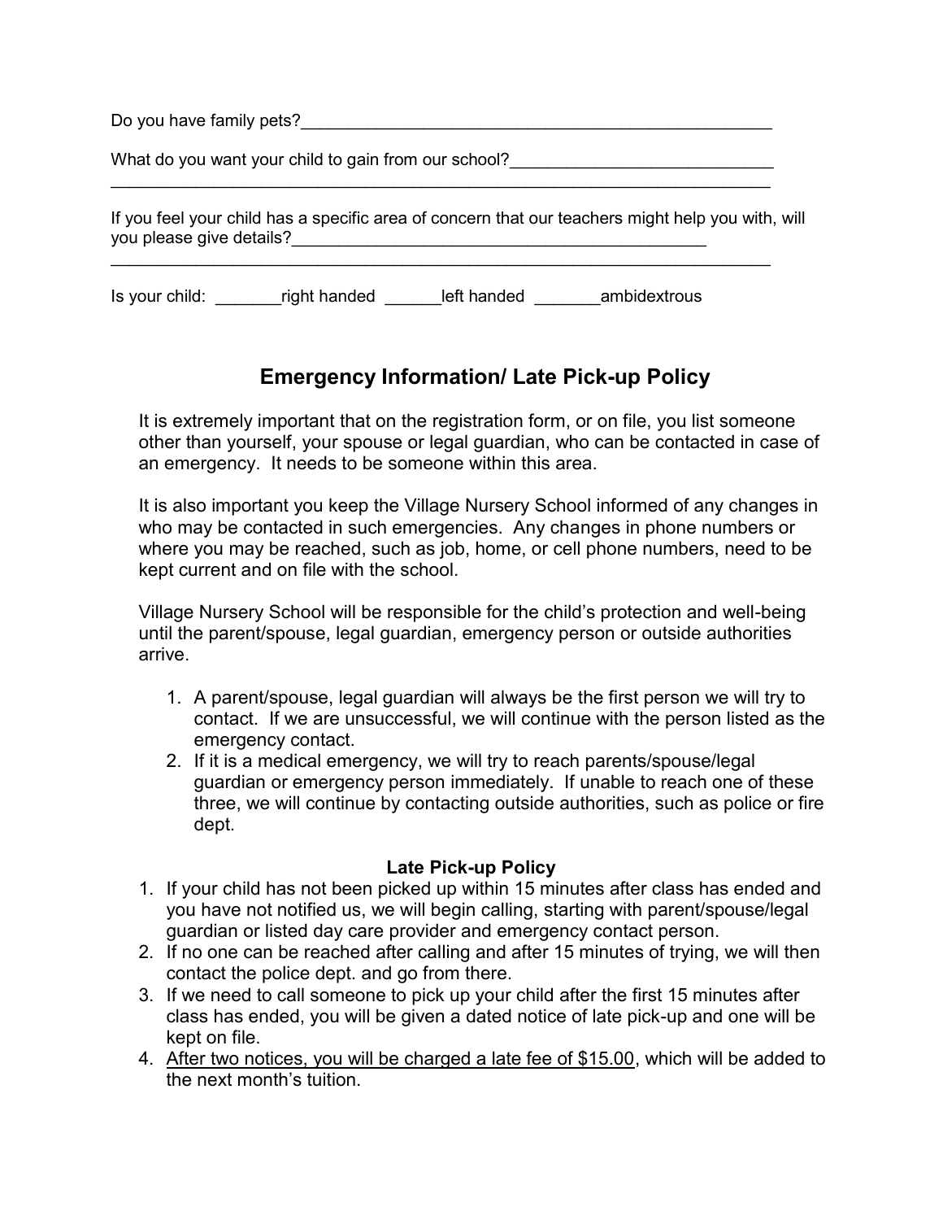Do you have family pets?_____________________________________________________

What do you want your child to gain from our school?____________________________
_________________________________________________________________________

If you feel your child has a specific area of concern that our teachers might help you with, will you please give details?_______________________________________________
_________________________________________________________________________

Is your child: _______right handed ______left handed _______ambidextrous

## Emergency Information/ Late Pick-up Policy

It is extremely important that on the registration form, or on file, you list someone other than yourself, your spouse or legal guardian, who can be contacted in case of an emergency. It needs to be someone within this area.

It is also important you keep the Village Nursery School informed of any changes in who may be contacted in such emergencies. Any changes in phone numbers or where you may be reached, such as job, home, or cell phone numbers, need to be kept current and on file with the school.

Village Nursery School will be responsible for the child's protection and well-being until the parent/spouse, legal guardian, emergency person or outside authorities arrive.

1. A parent/spouse, legal guardian will always be the first person we will try to contact. If we are unsuccessful, we will continue with the person listed as the emergency contact.
2. If it is a medical emergency, we will try to reach parents/spouse/legal guardian or emergency person immediately. If unable to reach one of these three, we will continue by contacting outside authorities, such as police or fire dept.

### Late Pick-up Policy

1. If your child has not been picked up within 15 minutes after class has ended and you have not notified us, we will begin calling, starting with parent/spouse/legal guardian or listed day care provider and emergency contact person.
2. If no one can be reached after calling and after 15 minutes of trying, we will then contact the police dept. and go from there.
3. If we need to call someone to pick up your child after the first 15 minutes after class has ended, you will be given a dated notice of late pick-up and one will be kept on file.
4. <u>After two notices, you will be charged a late fee of $15.00</u>, which will be added to the next month's tuition.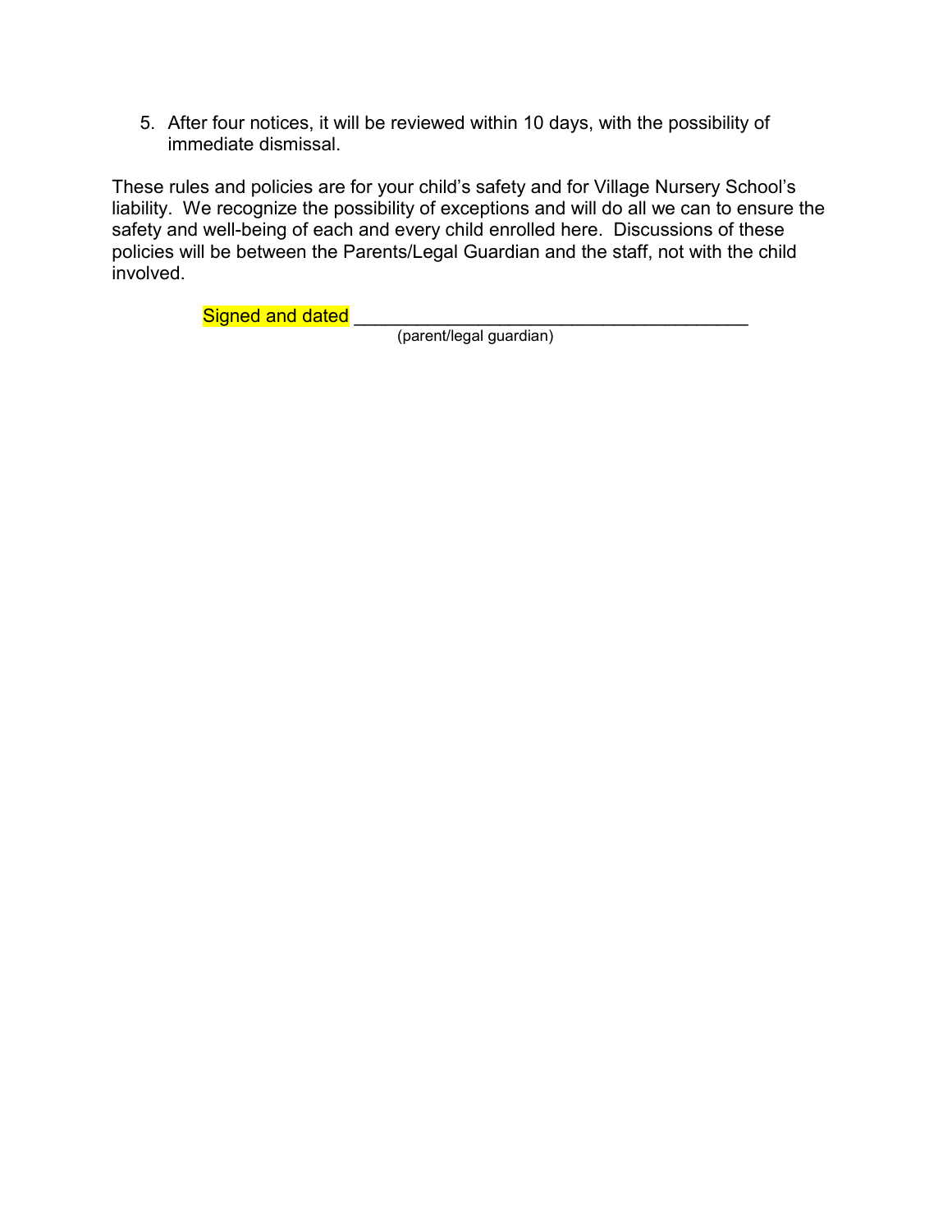5. After four notices, it will be reviewed within 10 days, with the possibility of immediate dismissal.

These rules and policies are for your child's safety and for Village Nursery School's liability. We recognize the possibility of exceptions and will do all we can to ensure the safety and well-being of each and every child enrolled here. Discussions of these policies will be between the Parents/Legal Guardian and the staff, not with the child involved.

Signed and dated ______________________________________

(parent/legal guardian)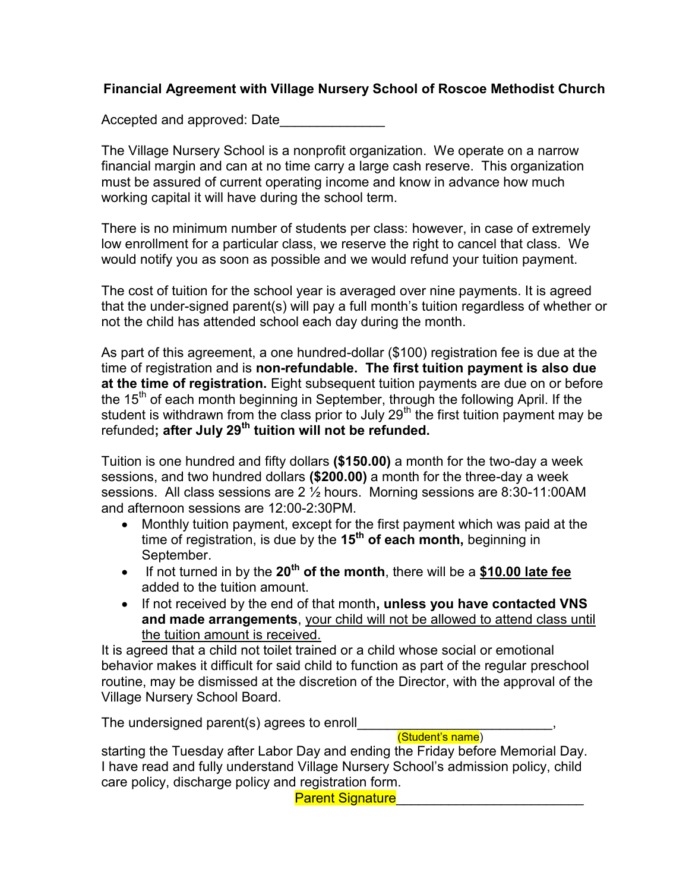**Financial Agreement with Village Nursery School of Roscoe Methodist Church**

Accepted and approved: Date______________

The Village Nursery School is a nonprofit organization. We operate on a narrow financial margin and can at no time carry a large cash reserve. This organization must be assured of current operating income and know in advance how much working capital it will have during the school term.

There is no minimum number of students per class: however, in case of extremely low enrollment for a particular class, we reserve the right to cancel that class. We would notify you as soon as possible and we would refund your tuition payment.

The cost of tuition for the school year is averaged over nine payments. It is agreed that the under-signed parent(s) will pay a full month's tuition regardless of whether or not the child has attended school each day during the month.

As part of this agreement, a one hundred-dollar ($100) registration fee is due at the time of registration and is **non-refundable. The first tuition payment is also due at the time of registration.** Eight subsequent tuition payments are due on or before the 15th of each month beginning in September, through the following April. If the student is withdrawn from the class prior to July 29th the first tuition payment may be refunded**; after July 29th tuition will not be refunded.**

Tuition is one hundred and fifty dollars **($150.00)** a month for the two-day a week sessions, and two hundred dollars **($200.00)** a month for the three-day a week sessions. All class sessions are 2 ½ hours. Morning sessions are 8:30-11:00AM and afternoon sessions are 12:00-2:30PM.

- Monthly tuition payment, except for the first payment which was paid at the time of registration, is due by the **15th of each month,** beginning in September.
- If not turned in by the **20th of the month**, there will be a **$10.00 late fee** added to the tuition amount.
- If not received by the end of that month**, unless you have contacted VNS and made arrangements**, your child will not be allowed to attend class until the tuition amount is received.

It is agreed that a child not toilet trained or a child whose social or emotional behavior makes it difficult for said child to function as part of the regular preschool routine, may be dismissed at the discretion of the Director, with the approval of the Village Nursery School Board.

The undersigned parent(s) agrees to enroll__________________________,
(Student's name)
starting the Tuesday after Labor Day and ending the Friday before Memorial Day. I have read and fully understand Village Nursery School's admission policy, child care policy, discharge policy and registration form.

Parent Signature________________________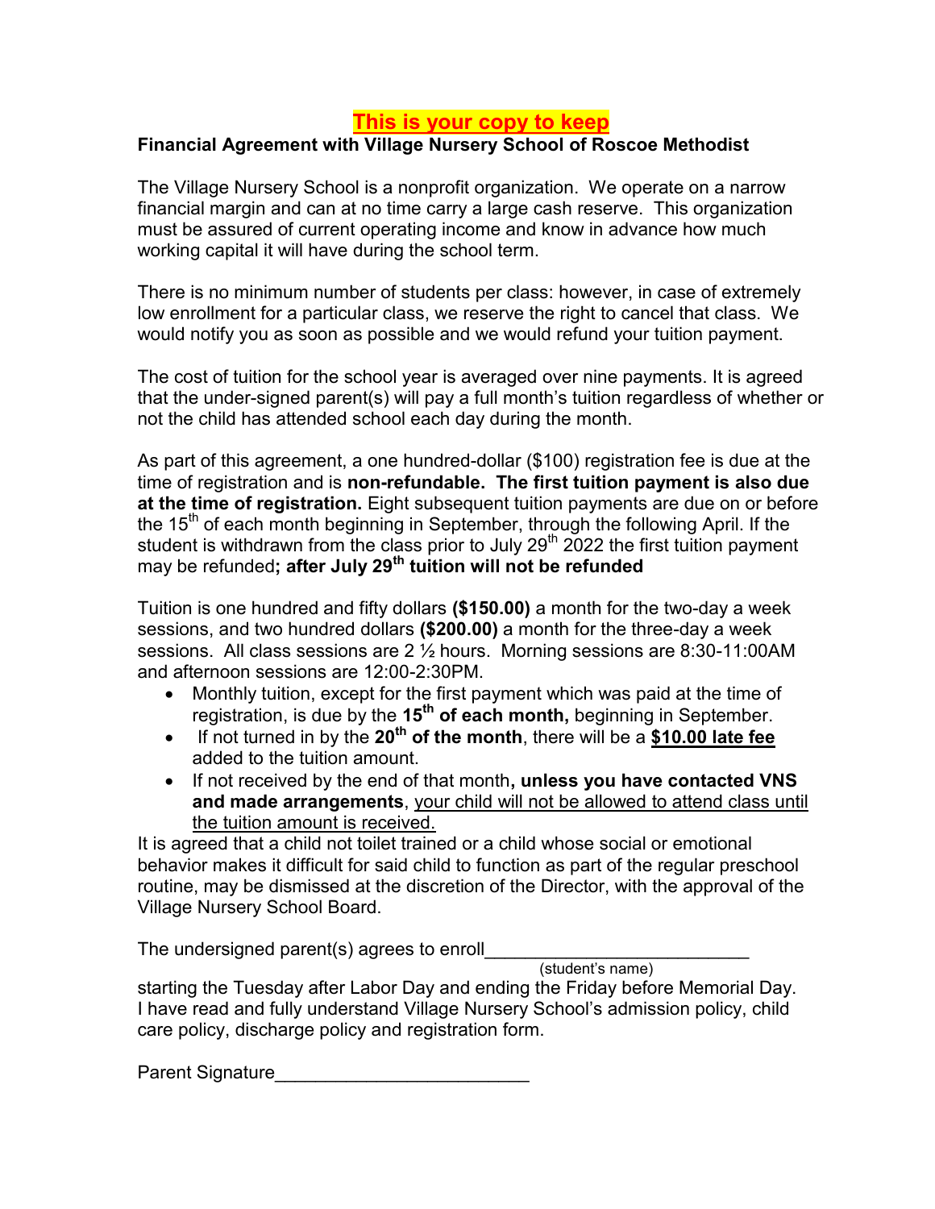**This is your copy to keep**

**Financial Agreement with Village Nursery School of Roscoe Methodist**

The Village Nursery School is a nonprofit organization. We operate on a narrow financial margin and can at no time carry a large cash reserve. This organization must be assured of current operating income and know in advance how much working capital it will have during the school term.

There is no minimum number of students per class: however, in case of extremely low enrollment for a particular class, we reserve the right to cancel that class. We would notify you as soon as possible and we would refund your tuition payment.

The cost of tuition for the school year is averaged over nine payments. It is agreed that the under-signed parent(s) will pay a full month's tuition regardless of whether or not the child has attended school each day during the month.

As part of this agreement, a one hundred-dollar ($100) registration fee is due at the time of registration and is **non-refundable. The first tuition payment is also due at the time of registration.** Eight subsequent tuition payments are due on or before the 15th of each month beginning in September, through the following April. If the student is withdrawn from the class prior to July 29th 2022 the first tuition payment may be refunded**; after July 29th tuition will not be refunded**

Tuition is one hundred and fifty dollars **($150.00)** a month for the two-day a week sessions, and two hundred dollars **($200.00)** a month for the three-day a week sessions. All class sessions are 2 ½ hours. Morning sessions are 8:30-11:00AM and afternoon sessions are 12:00-2:30PM.

- Monthly tuition, except for the first payment which was paid at the time of registration, is due by the **15th of each month,** beginning in September.
- If not turned in by the **20th of the month**, there will be a **$10.00 late fee** added to the tuition amount.
- If not received by the end of that month**, unless you have contacted VNS and made arrangements**, your child will not be allowed to attend class until the tuition amount is received.

It is agreed that a child not toilet trained or a child whose social or emotional behavior makes it difficult for said child to function as part of the regular preschool routine, may be dismissed at the discretion of the Director, with the approval of the Village Nursery School Board.

The undersigned parent(s) agrees to enroll_________________________
(student's name)
starting the Tuesday after Labor Day and ending the Friday before Memorial Day. I have read and fully understand Village Nursery School's admission policy, child care policy, discharge policy and registration form.

Parent Signature_________________________